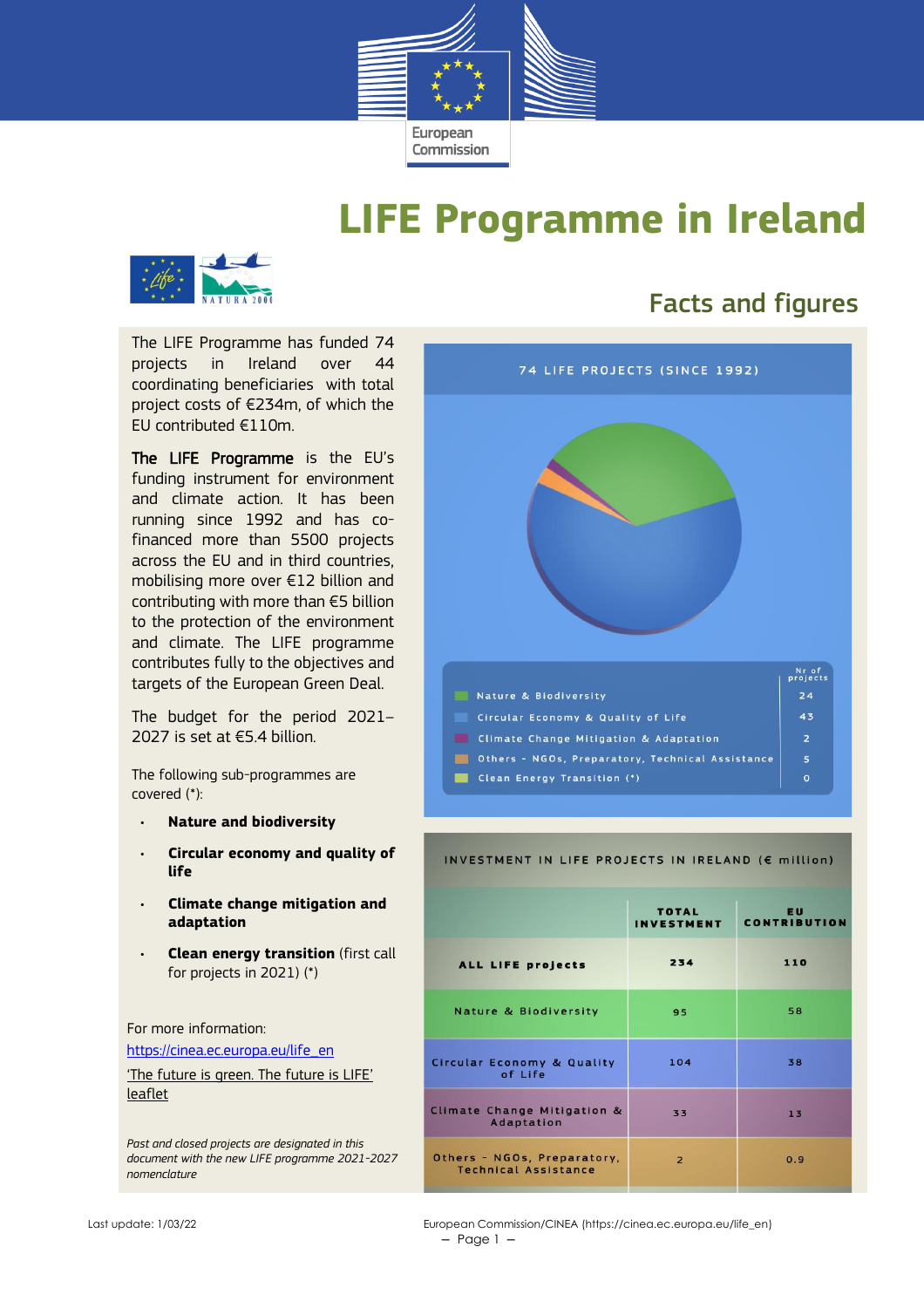# LIFE Programme in Ireland

## Facts and figures

The LIFE Programme has funded 74 projects in Ireland over 44 coordinating beneficiaries with total project costs of €234m, of which the EU contributed €110m.

**The LIFE Programme** is the EU's funding instrument for environment and climate action. It has been running since 1992 and has co-financed more than 5500 projects across the EU and in third countries, mobilising more over €12 billion and contributing with more than €5 billion to the protection of the environment and climate. The LIFE programme contributes fully to the objectives and targets of the European Green Deal.

The budget for the period 2021–2027 is set at €5.4 billion.

The following sub-programmes are covered (*):

- **Nature and biodiversity**
- **Circular economy and quality of life**
- **Climate change mitigation and adaptation**
- **Clean energy transition** (first call for projects in 2021) (*)

For more information:

https://cinea.ec.europa.eu/life_en

'The future is green. The future is LIFE' leaflet

*Past and closed projects are designated in this document with the new LIFE programme 2021-2027 nomenclature*

**74 LIFE PROJECTS (SINCE 1992)**

| | Nr of projects |
|---|---|
| Nature & Biodiversity | 24 |
| Circular Economy & Quality of Life | 43 |
| Climate Change Mitigation & Adaptation | 2 |
| Others - NGOs, Preparatory, Technical Assistance | 5 |
| Clean Energy Transition (*) | 0 |

**INVESTMENT IN LIFE PROJECTS IN IRELAND (€ million)**

| | TOTAL INVESTMENT | EU CONTRIBUTION |
|---|---|---|
| ALL LIFE projects | 234 | 110 |
| Nature & Biodiversity | 95 | 58 |
| Circular Economy & Quality of Life | 104 | 38 |
| Climate Change Mitigation & Adaptation | 33 | 13 |
| Others - NGOs, Preparatory, Technical Assistance | 2 | 0.9 |

Last update: 1/03/22

European Commission/CINEA (https://cinea.ec.europa.eu/life_en)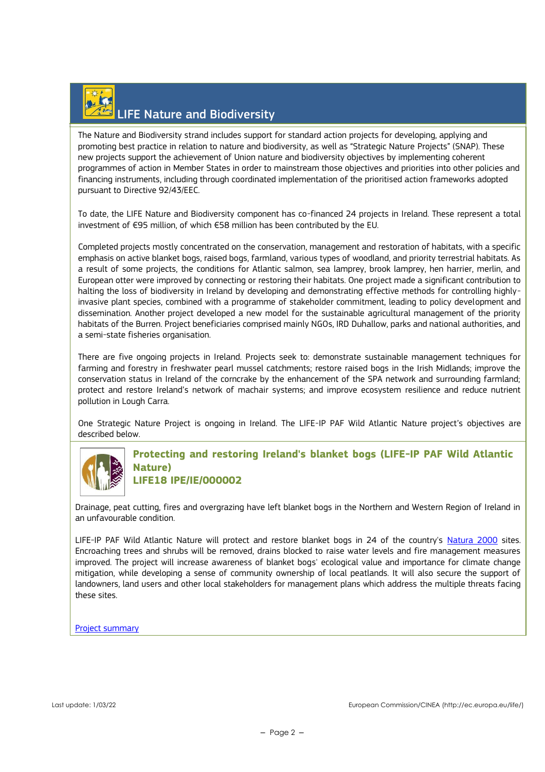## LIFE Nature and Biodiversity

The Nature and Biodiversity strand includes support for standard action projects for developing, applying and promoting best practice in relation to nature and biodiversity, as well as "Strategic Nature Projects" (SNAP). These new projects support the achievement of Union nature and biodiversity objectives by implementing coherent programmes of action in Member States in order to mainstream those objectives and priorities into other policies and financing instruments, including through coordinated implementation of the prioritised action frameworks adopted pursuant to Directive 92/43/EEC.

To date, the LIFE Nature and Biodiversity component has co-financed 24 projects in Ireland. These represent a total investment of €95 million, of which €58 million has been contributed by the EU.

Completed projects mostly concentrated on the conservation, management and restoration of habitats, with a specific emphasis on active blanket bogs, raised bogs, farmland, various types of woodland, and priority terrestrial habitats. As a result of some projects, the conditions for Atlantic salmon, sea lamprey, brook lamprey, hen harrier, merlin, and European otter were improved by connecting or restoring their habitats. One project made a significant contribution to halting the loss of biodiversity in Ireland by developing and demonstrating effective methods for controlling highly-invasive plant species, combined with a programme of stakeholder commitment, leading to policy development and dissemination. Another project developed a new model for the sustainable agricultural management of the priority habitats of the Burren. Project beneficiaries comprised mainly NGOs, IRD Duhallow, parks and national authorities, and a semi-state fisheries organisation.

There are five ongoing projects in Ireland. Projects seek to: demonstrate sustainable management techniques for farming and forestry in freshwater pearl mussel catchments; restore raised bogs in the Irish Midlands; improve the conservation status in Ireland of the corncrake by the enhancement of the SPA network and surrounding farmland; protect and restore Ireland's network of machair systems; and improve ecosystem resilience and reduce nutrient pollution in Lough Carra.

One Strategic Nature Project is ongoing in Ireland. The LIFE-IP PAF Wild Atlantic Nature project's objectives are described below.

### Protecting and restoring Ireland's blanket bogs (LIFE-IP PAF Wild Atlantic Nature)
### LIFE18 IPE/IE/000002

Drainage, peat cutting, fires and overgrazing have left blanket bogs in the Northern and Western Region of Ireland in an unfavourable condition.

LIFE-IP PAF Wild Atlantic Nature will protect and restore blanket bogs in 24 of the country's Natura 2000 sites. Encroaching trees and shrubs will be removed, drains blocked to raise water levels and fire management measures improved. The project will increase awareness of blanket bogs' ecological value and importance for climate change mitigation, while developing a sense of community ownership of local peatlands. It will also secure the support of landowners, land users and other local stakeholders for management plans which address the multiple threats facing these sites.

Project summary

Last update: 1/03/22

European Commission/CINEA (http://ec.europa.eu/life/)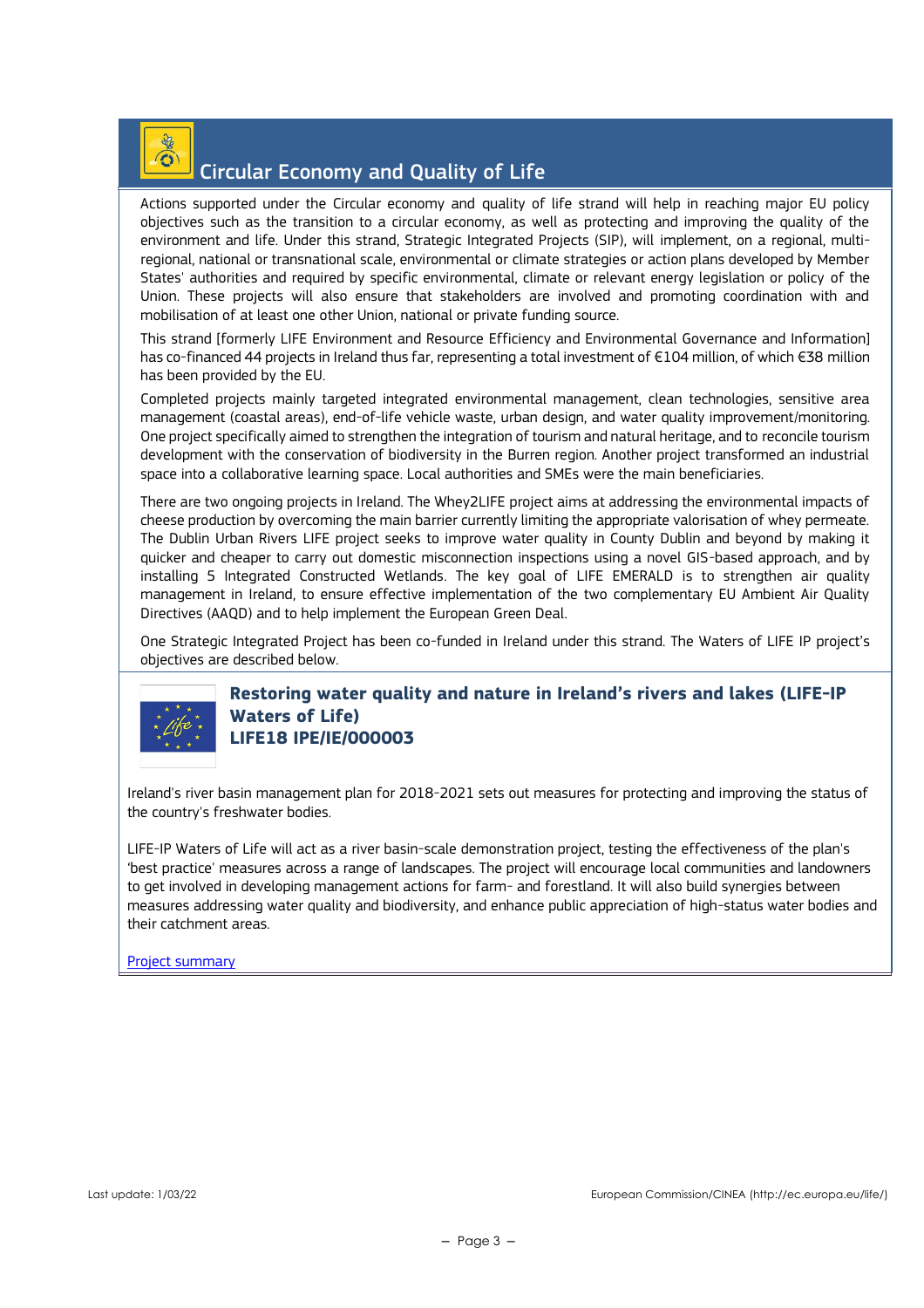## Circular Economy and Quality of Life

Actions supported under the Circular economy and quality of life strand will help in reaching major EU policy objectives such as the transition to a circular economy, as well as protecting and improving the quality of the environment and life. Under this strand, Strategic Integrated Projects (SIP), will implement, on a regional, multi-regional, national or transnational scale, environmental or climate strategies or action plans developed by Member States' authorities and required by specific environmental, climate or relevant energy legislation or policy of the Union. These projects will also ensure that stakeholders are involved and promoting coordination with and mobilisation of at least one other Union, national or private funding source.

This strand [formerly LIFE Environment and Resource Efficiency and Environmental Governance and Information] has co-financed 44 projects in Ireland thus far, representing a total investment of €104 million, of which €38 million has been provided by the EU.

Completed projects mainly targeted integrated environmental management, clean technologies, sensitive area management (coastal areas), end-of-life vehicle waste, urban design, and water quality improvement/monitoring. One project specifically aimed to strengthen the integration of tourism and natural heritage, and to reconcile tourism development with the conservation of biodiversity in the Burren region. Another project transformed an industrial space into a collaborative learning space. Local authorities and SMEs were the main beneficiaries.

There are two ongoing projects in Ireland. The Whey2LIFE project aims at addressing the environmental impacts of cheese production by overcoming the main barrier currently limiting the appropriate valorisation of whey permeate. The Dublin Urban Rivers LIFE project seeks to improve water quality in County Dublin and beyond by making it quicker and cheaper to carry out domestic misconnection inspections using a novel GIS-based approach, and by installing 5 Integrated Constructed Wetlands. The key goal of LIFE EMERALD is to strengthen air quality management in Ireland, to ensure effective implementation of the two complementary EU Ambient Air Quality Directives (AAQD) and to help implement the European Green Deal.

One Strategic Integrated Project has been co-funded in Ireland under this strand. The Waters of LIFE IP project's objectives are described below.

### Restoring water quality and nature in Ireland's rivers and lakes (LIFE-IP Waters of Life)
### LIFE18 IPE/IE/000003

Ireland's river basin management plan for 2018-2021 sets out measures for protecting and improving the status of the country's freshwater bodies.

LIFE-IP Waters of Life will act as a river basin-scale demonstration project, testing the effectiveness of the plan's 'best practice' measures across a range of landscapes. The project will encourage local communities and landowners to get involved in developing management actions for farm- and forestland. It will also build synergies between measures addressing water quality and biodiversity, and enhance public appreciation of high-status water bodies and their catchment areas.

Project summary

Last update: 1/03/22

European Commission/CINEA (http://ec.europa.eu/life/)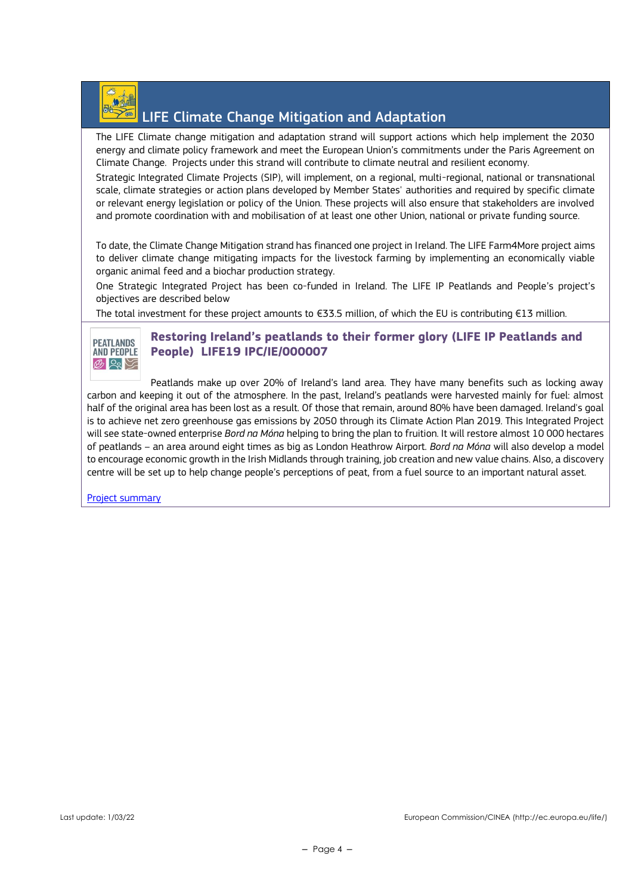## LIFE Climate Change Mitigation and Adaptation

The LIFE Climate change mitigation and adaptation strand will support actions which help implement the 2030 energy and climate policy framework and meet the European Union's commitments under the Paris Agreement on Climate Change. Projects under this strand will contribute to climate neutral and resilient economy.

Strategic Integrated Climate Projects (SIP), will implement, on a regional, multi-regional, national or transnational scale, climate strategies or action plans developed by Member States' authorities and required by specific climate or relevant energy legislation or policy of the Union. These projects will also ensure that stakeholders are involved and promote coordination with and mobilisation of at least one other Union, national or private funding source.

To date, the Climate Change Mitigation strand has financed one project in Ireland. The LIFE Farm4More project aims to deliver climate change mitigating impacts for the livestock farming by implementing an economically viable organic animal feed and a biochar production strategy.

One Strategic Integrated Project has been co-funded in Ireland. The LIFE IP Peatlands and People's project's objectives are described below

The total investment for these projects amounts to €33.5 million, of which the EU is contributing €13 million.

### Restoring Ireland's peatlands to their former glory (LIFE IP Peatlands and People) LIFE19 IPC/IE/000007

Peatlands make up over 20% of Ireland's land area. They have many benefits such as locking away carbon and keeping it out of the atmosphere. In the past, Ireland's peatlands were harvested mainly for fuel: almost half of the original area has been lost as a result. Of those that remain, around 80% have been damaged. Ireland's goal is to achieve net zero greenhouse gas emissions by 2050 through its Climate Action Plan 2019. This Integrated Project will see state-owned enterprise *Bord na Móna* helping to bring the plan to fruition. It will restore almost 10 000 hectares of peatlands – an area around eight times as big as London Heathrow Airport. *Bord na Móna* will also develop a model to encourage economic growth in the Irish Midlands through training, job creation and new value chains. Also, a discovery centre will be set up to help change people's perceptions of peat, from a fuel source to an important natural asset.

Project summary

Last update: 1/03/22 European Commission/CINEA (http://ec.europa.eu/life/)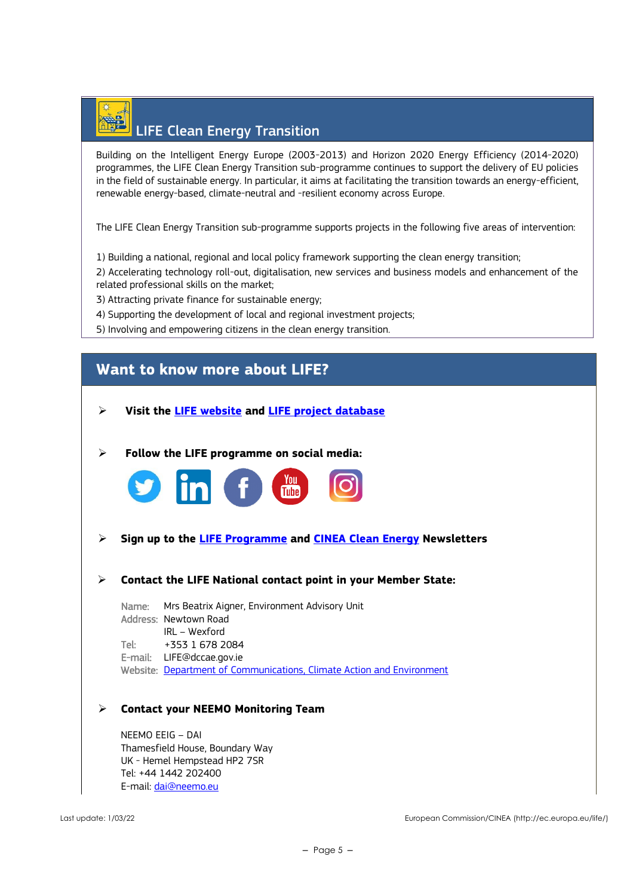## LIFE Clean Energy Transition

Building on the Intelligent Energy Europe (2003-2013) and Horizon 2020 Energy Efficiency (2014-2020) programmes, the LIFE Clean Energy Transition sub-programme continues to support the delivery of EU policies in the field of sustainable energy. In particular, it aims at facilitating the transition towards an energy-efficient, renewable energy-based, climate-neutral and -resilient economy across Europe.

The LIFE Clean Energy Transition sub-programme supports projects in the following five areas of intervention:

1) Building a national, regional and local policy framework supporting the clean energy transition;
2) Accelerating technology roll-out, digitalisation, new services and business models and enhancement of the related professional skills on the market;
3) Attracting private finance for sustainable energy;
4) Supporting the development of local and regional investment projects;
5) Involving and empowering citizens in the clean energy transition.

## Want to know more about LIFE?

- **Visit the LIFE website and LIFE project database**

- **Follow the LIFE programme on social media:**

- **Sign up to the LIFE Programme and CINEA Clean Energy Newsletters**

- **Contact the LIFE National contact point in your Member State:**

  Name: Mrs Beatrix Aigner, Environment Advisory Unit
  Address: Newtown Road
  IRL – Wexford
  Tel: +353 1 678 2084
  E-mail: LIFE@dccae.gov.ie
  Website: Department of Communications, Climate Action and Environment

- **Contact your NEEMO Monitoring Team**

  NEEMO EEIG – DAI
  Thamesfield House, Boundary Way
  UK - Hemel Hempstead HP2 7SR
  Tel: +44 1442 202400
  E-mail: dai@neemo.eu

Last update: 1/03/22

European Commission/CINEA (http://ec.europa.eu/life/)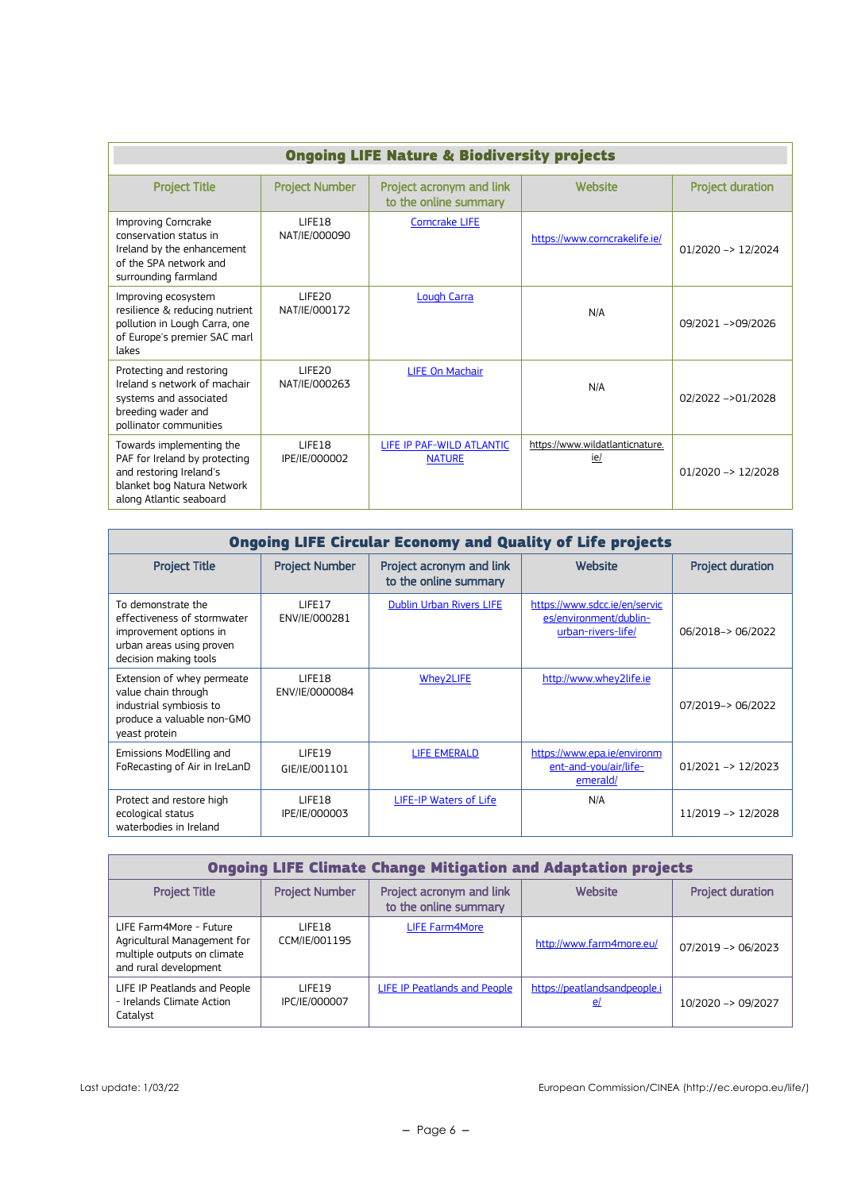| Ongoing LIFE Nature & Biodiversity projects | | | | |
|---|---|---|---|---|
| Project Title | Project Number | Project acronym and link to the online summary | Website | Project duration |
| Improving Corncrake conservation status in Ireland by the enhancement of the SPA network and surrounding farmland | LIFE18 NAT/IE/000090 | Corncrake LIFE | https://www.corncrakelife.ie/ | 01/2020 –> 12/2024 |
| Improving ecosystem resilience & reducing nutrient pollution in Lough Carra, one of Europe's premier SAC marl lakes | LIFE20 NAT/IE/000172 | Lough Carra | N/A | 09/2021 –>09/2026 |
| Protecting and restoring Ireland s network of machair systems and associated breeding wader and pollinator communities | LIFE20 NAT/IE/000263 | LIFE On Machair | N/A | 02/2022 –>01/2028 |
| Towards implementing the PAF for Ireland by protecting and restoring Ireland's blanket bog Natura Network along Atlantic seaboard | LIFE18 IPE/IE/000002 | LIFE IP PAF-WILD ATLANTIC NATURE | https://www.wildatlanticnature.ie/ | 01/2020 –> 12/2028 |

| Ongoing LIFE Circular Economy and Quality of Life projects | | | | |
|---|---|---|---|---|
| Project Title | Project Number | Project acronym and link to the online summary | Website | Project duration |
| To demonstrate the effectiveness of stormwater improvement options in urban areas using proven decision making tools | LIFE17 ENV/IE/000281 | Dublin Urban Rivers LIFE | https://www.sdcc.ie/en/services/environment/dublin-urban-rivers-life/ | 06/2018–> 06/2022 |
| Extension of whey permeate value chain through industrial symbiosis to produce a valuable non-GMO yeast protein | LIFE18 ENV/IE/0000084 | Whey2LIFE | http://www.whey2life.ie | 07/2019–> 06/2022 |
| Emissions ModElling and FoRecasting of Air in IreLanD | LIFE19 GIE/IE/001101 | LIFE EMERALD | https://www.epa.ie/environment-and-you/air/life-emerald/ | 01/2021 –> 12/2023 |
| Protect and restore high ecological status waterbodies in Ireland | LIFE18 IPE/IE/000003 | LIFE-IP Waters of Life | N/A | 11/2019 –> 12/2028 |

| Ongoing LIFE Climate Change Mitigation and Adaptation projects | | | | |
|---|---|---|---|---|
| Project Title | Project Number | Project acronym and link to the online summary | Website | Project duration |
| LIFE Farm4More - Future Agricultural Management for multiple outputs on climate and rural development | LIFE18 CCM/IE/001195 | LIFE Farm4More | http://www.farm4more.eu/ | 07/2019 –> 06/2023 |
| LIFE IP Peatlands and People - Irelands Climate Action Catalyst | LIFE19 IPC/IE/000007 | LIFE IP Peatlands and People | https://peatlandsandpeople.ie/ | 10/2020 –> 09/2027 |

Last update: 1/03/22

European Commission/CINEA (http://ec.europa.eu/life/)